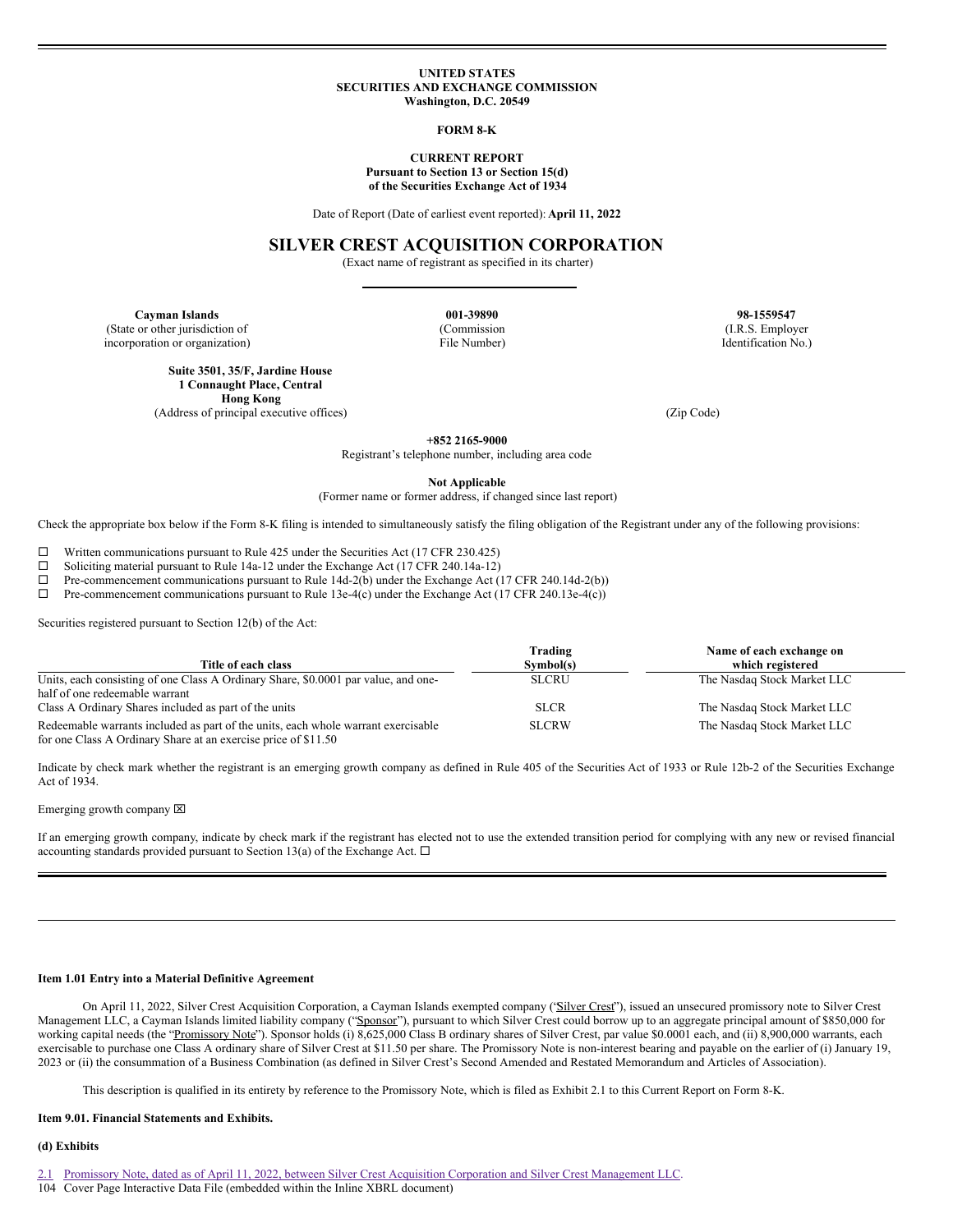**UNITED STATES**
**SECURITIES AND EXCHANGE COMMISSION**
**Washington, D.C. 20549**

**FORM 8-K**

**CURRENT REPORT**
**Pursuant to Section 13 or Section 15(d)**
**of the Securities Exchange Act of 1934**

Date of Report (Date of earliest event reported): **April 11, 2022**

# SILVER CREST ACQUISITION CORPORATION

(Exact name of registrant as specified in its charter)

| **Cayman Islands** | **001-39890** | **98-1559547** |
|---|---|---|
| (State or other jurisdiction of incorporation or organization) | (Commission File Number) | (I.R.S. Employer Identification No.) |

**Suite 3501, 35/F, Jardine House**
**1 Connaught Place, Central**
**Hong Kong**
(Address of principal executive offices) (Zip Code)

**+852 2165-9000**
Registrant's telephone number, including area code

**Not Applicable**
(Former name or former address, if changed since last report)

Check the appropriate box below if the Form 8-K filing is intended to simultaneously satisfy the filing obligation of the Registrant under any of the following provisions:

☐ Written communications pursuant to Rule 425 under the Securities Act (17 CFR 230.425)
☐ Soliciting material pursuant to Rule 14a-12 under the Exchange Act (17 CFR 240.14a-12)
☐ Pre-commencement communications pursuant to Rule 14d-2(b) under the Exchange Act (17 CFR 240.14d-2(b))
☐ Pre-commencement communications pursuant to Rule 13e-4(c) under the Exchange Act (17 CFR 240.13e-4(c))

Securities registered pursuant to Section 12(b) of the Act:

| Title of each class | Trading Symbol(s) | Name of each exchange on which registered |
|---|---|---|
| Units, each consisting of one Class A Ordinary Share, $0.0001 par value, and one-half of one redeemable warrant | SLCRU | The Nasdaq Stock Market LLC |
| Class A Ordinary Shares included as part of the units | SLCR | The Nasdaq Stock Market LLC |
| Redeemable warrants included as part of the units, each whole warrant exercisable for one Class A Ordinary Share at an exercise price of $11.50 | SLCRW | The Nasdaq Stock Market LLC |

Indicate by check mark whether the registrant is an emerging growth company as defined in Rule 405 of the Securities Act of 1933 or Rule 12b-2 of the Securities Exchange Act of 1934.

Emerging growth company ☒

If an emerging growth company, indicate by check mark if the registrant has elected not to use the extended transition period for complying with any new or revised financial accounting standards provided pursuant to Section 13(a) of the Exchange Act. ☐

---

**Item 1.01 Entry into a Material Definitive Agreement**

On April 11, 2022, Silver Crest Acquisition Corporation, a Cayman Islands exempted company ("Silver Crest"), issued an unsecured promissory note to Silver Crest Management LLC, a Cayman Islands limited liability company ("Sponsor"), pursuant to which Silver Crest could borrow up to an aggregate principal amount of $850,000 for working capital needs (the "Promissory Note"). Sponsor holds (i) 8,625,000 Class B ordinary shares of Silver Crest, par value $0.0001 each, and (ii) 8,900,000 warrants, each exercisable to purchase one Class A ordinary share of Silver Crest at $11.50 per share. The Promissory Note is non-interest bearing and payable on the earlier of (i) January 19, 2023 or (ii) the consummation of a Business Combination (as defined in Silver Crest's Second Amended and Restated Memorandum and Articles of Association).

This description is qualified in its entirety by reference to the Promissory Note, which is filed as Exhibit 2.1 to this Current Report on Form 8-K.

**Item 9.01. Financial Statements and Exhibits.**

**(d) Exhibits**

2.1 Promissory Note, dated as of April 11, 2022, between Silver Crest Acquisition Corporation and Silver Crest Management LLC.
104 Cover Page Interactive Data File (embedded within the Inline XBRL document)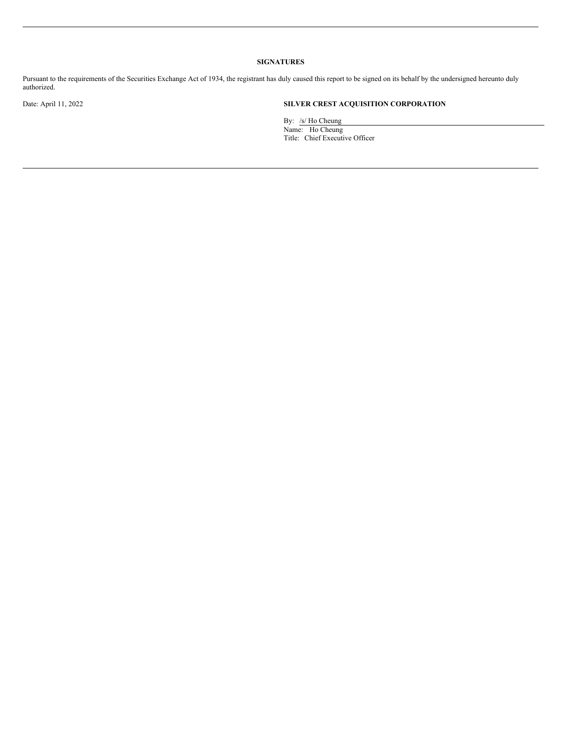**SIGNATURES**

Pursuant to the requirements of the Securities Exchange Act of 1934, the registrant has duly caused this report to be signed on its behalf by the undersigned hereunto duly authorized.

Date: April 11, 2022

**SILVER CREST ACQUISITION CORPORATION**

By: /s/ Ho Cheung
Name: Ho Cheung
Title: Chief Executive Officer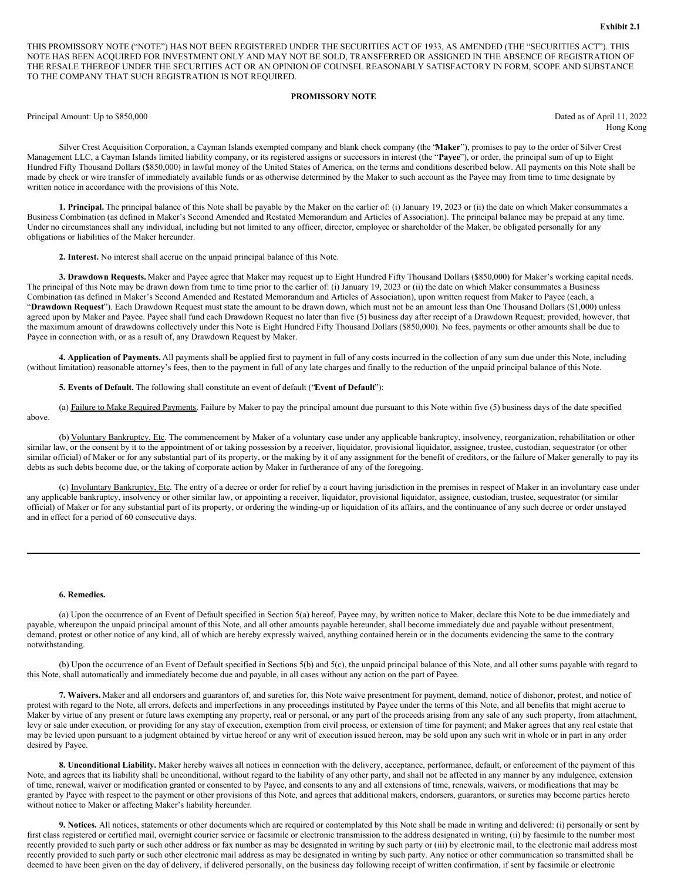**Exhibit 2.1**

THIS PROMISSORY NOTE ("NOTE") HAS NOT BEEN REGISTERED UNDER THE SECURITIES ACT OF 1933, AS AMENDED (THE "SECURITIES ACT"). THIS NOTE HAS BEEN ACQUIRED FOR INVESTMENT ONLY AND MAY NOT BE SOLD, TRANSFERRED OR ASSIGNED IN THE ABSENCE OF REGISTRATION OF THE RESALE THEREOF UNDER THE SECURITIES ACT OR AN OPINION OF COUNSEL REASONABLY SATISFACTORY IN FORM, SCOPE AND SUBSTANCE TO THE COMPANY THAT SUCH REGISTRATION IS NOT REQUIRED.

**PROMISSORY NOTE**

Principal Amount: Up to $850,000

Dated as of April 11, 2022
Hong Kong

Silver Crest Acquisition Corporation, a Cayman Islands exempted company and blank check company (the "**Maker**"), promises to pay to the order of Silver Crest Management LLC, a Cayman Islands limited liability company, or its registered assigns or successors in interest (the "**Payee**"), or order, the principal sum of up to Eight Hundred Fifty Thousand Dollars ($850,000) in lawful money of the United States of America, on the terms and conditions described below. All payments on this Note shall be made by check or wire transfer of immediately available funds or as otherwise determined by the Maker to such account as the Payee may from time to time designate by written notice in accordance with the provisions of this Note.

**1. Principal.** The principal balance of this Note shall be payable by the Maker on the earlier of: (i) January 19, 2023 or (ii) the date on which Maker consummates a Business Combination (as defined in Maker's Second Amended and Restated Memorandum and Articles of Association). The principal balance may be prepaid at any time. Under no circumstances shall any individual, including but not limited to any officer, director, employee or shareholder of the Maker, be obligated personally for any obligations or liabilities of the Maker hereunder.

**2. Interest.** No interest shall accrue on the unpaid principal balance of this Note.

**3. Drawdown Requests.** Maker and Payee agree that Maker may request up to Eight Hundred Fifty Thousand Dollars ($850,000) for Maker's working capital needs. The principal of this Note may be drawn down from time to time prior to the earlier of: (i) January 19, 2023 or (ii) the date on which Maker consummates a Business Combination (as defined in Maker's Second Amended and Restated Memorandum and Articles of Association), upon written request from Maker to Payee (each, a "**Drawdown Request**"). Each Drawdown Request must state the amount to be drawn down, which must not be an amount less than One Thousand Dollars ($1,000) unless agreed upon by Maker and Payee. Payee shall fund each Drawdown Request no later than five (5) business day after receipt of a Drawdown Request; provided, however, that the maximum amount of drawdowns collectively under this Note is Eight Hundred Fifty Thousand Dollars ($850,000). No fees, payments or other amounts shall be due to Payee in connection with, or as a result of, any Drawdown Request by Maker.

**4. Application of Payments.** All payments shall be applied first to payment in full of any costs incurred in the collection of any sum due under this Note, including (without limitation) reasonable attorney's fees, then to the payment in full of any late charges and finally to the reduction of the unpaid principal balance of this Note.

**5. Events of Default.** The following shall constitute an event of default ("**Event of Default**"):

(a) Failure to Make Required Payments. Failure by Maker to pay the principal amount due pursuant to this Note within five (5) business days of the date specified above.

(b) Voluntary Bankruptcy, Etc. The commencement by Maker of a voluntary case under any applicable bankruptcy, insolvency, reorganization, rehabilitation or other similar law, or the consent by it to the appointment of or taking possession by a receiver, liquidator, provisional liquidator, assignee, trustee, custodian, sequestrator (or other similar official) of Maker or for any substantial part of its property, or the making by it of any assignment for the benefit of creditors, or the failure of Maker generally to pay its debts as such debts become due, or the taking of corporate action by Maker in furtherance of any of the foregoing.

(c) Involuntary Bankruptcy, Etc. The entry of a decree or order for relief by a court having jurisdiction in the premises in respect of Maker in an involuntary case under any applicable bankruptcy, insolvency or other similar law, or appointing a receiver, liquidator, provisional liquidator, assignee, custodian, trustee, sequestrator (or similar official) of Maker or for any substantial part of its property, or ordering the winding-up or liquidation of its affairs, and the continuance of any such decree or order unstayed and in effect for a period of 60 consecutive days.

---

**6. Remedies.**

(a) Upon the occurrence of an Event of Default specified in Section 5(a) hereof, Payee may, by written notice to Maker, declare this Note to be due immediately and payable, whereupon the unpaid principal amount of this Note, and all other amounts payable hereunder, shall become immediately due and payable without presentment, demand, protest or other notice of any kind, all of which are hereby expressly waived, anything contained herein or in the documents evidencing the same to the contrary notwithstanding.

(b) Upon the occurrence of an Event of Default specified in Sections 5(b) and 5(c), the unpaid principal balance of this Note, and all other sums payable with regard to this Note, shall automatically and immediately become due and payable, in all cases without any action on the part of Payee.

**7. Waivers.** Maker and all endorsers and guarantors of, and sureties for, this Note waive presentment for payment, demand, notice of dishonor, protest, and notice of protest with regard to the Note, all errors, defects and imperfections in any proceedings instituted by Payee under the terms of this Note, and all benefits that might accrue to Maker by virtue of any present or future laws exempting any property, real or personal, or any part of the proceeds arising from any sale of any such property, from attachment, levy or sale under execution, or providing for any stay of execution, exemption from civil process, or extension of time for payment; and Maker agrees that any real estate that may be levied upon pursuant to a judgment obtained by virtue hereof or any writ of execution issued hereon, may be sold upon any such writ in whole or in part in any order desired by Payee.

**8. Unconditional Liability.** Maker hereby waives all notices in connection with the delivery, acceptance, performance, default, or enforcement of the payment of this Note, and agrees that its liability shall be unconditional, without regard to the liability of any other party, and shall not be affected in any manner by any indulgence, extension of time, renewal, waiver or modification granted or consented to by Payee, and consents to any and all extensions of time, renewals, waivers, or modifications that may be granted by Payee with respect to the payment or other provisions of this Note, and agrees that additional makers, endorsers, guarantors, or sureties may become parties hereto without notice to Maker or affecting Maker's liability hereunder.

**9. Notices.** All notices, statements or other documents which are required or contemplated by this Note shall be made in writing and delivered: (i) personally or sent by first class registered or certified mail, overnight courier service or facsimile or electronic transmission to the address designated in writing, (ii) by facsimile to the number most recently provided to such party or such other address or fax number as may be designated in writing by such party or (iii) by electronic mail, to the electronic mail address most recently provided to such party or such other electronic mail address as may be designated in writing by such party. Any notice or other communication so transmitted shall be deemed to have been given on the day of delivery, if delivered personally, on the business day following receipt of written confirmation, if sent by facsimile or electronic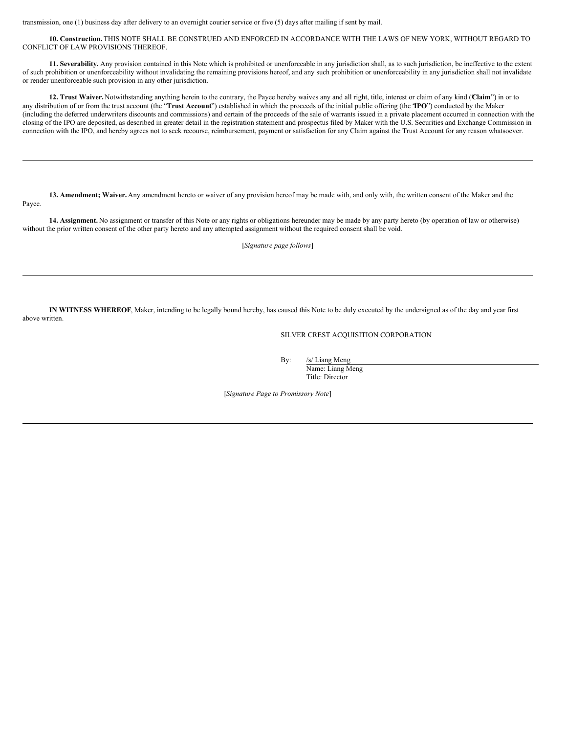transmission, one (1) business day after delivery to an overnight courier service or five (5) days after mailing if sent by mail.

**10. Construction.** THIS NOTE SHALL BE CONSTRUED AND ENFORCED IN ACCORDANCE WITH THE LAWS OF NEW YORK, WITHOUT REGARD TO CONFLICT OF LAW PROVISIONS THEREOF.

**11. Severability.** Any provision contained in this Note which is prohibited or unenforceable in any jurisdiction shall, as to such jurisdiction, be ineffective to the extent of such prohibition or unenforceability without invalidating the remaining provisions hereof, and any such prohibition or unenforceability in any jurisdiction shall not invalidate or render unenforceable such provision in any other jurisdiction.

**12. Trust Waiver.** Notwithstanding anything herein to the contrary, the Payee hereby waives any and all right, title, interest or claim of any kind ("**Claim**") in or to any distribution of or from the trust account (the "**Trust Account**") established in which the proceeds of the initial public offering (the "**IPO**") conducted by the Maker (including the deferred underwriters discounts and commissions) and certain of the proceeds of the sale of warrants issued in a private placement occurred in connection with the closing of the IPO are deposited, as described in greater detail in the registration statement and prospectus filed by Maker with the U.S. Securities and Exchange Commission in connection with the IPO, and hereby agrees not to seek recourse, reimbursement, payment or satisfaction for any Claim against the Trust Account for any reason whatsoever.

---

**13. Amendment; Waiver.** Any amendment hereto or waiver of any provision hereof may be made with, and only with, the written consent of the Maker and the Payee.

**14. Assignment.** No assignment or transfer of this Note or any rights or obligations hereunder may be made by any party hereto (by operation of law or otherwise) without the prior written consent of the other party hereto and any attempted assignment without the required consent shall be void.

[*Signature page follows*]

---

**IN WITNESS WHEREOF**, Maker, intending to be legally bound hereby, has caused this Note to be duly executed by the undersigned as of the day and year first above written.

SILVER CREST ACQUISITION CORPORATION

By: /s/ Liang Meng
Name: Liang Meng
Title: Director

[*Signature Page to Promissory Note*]